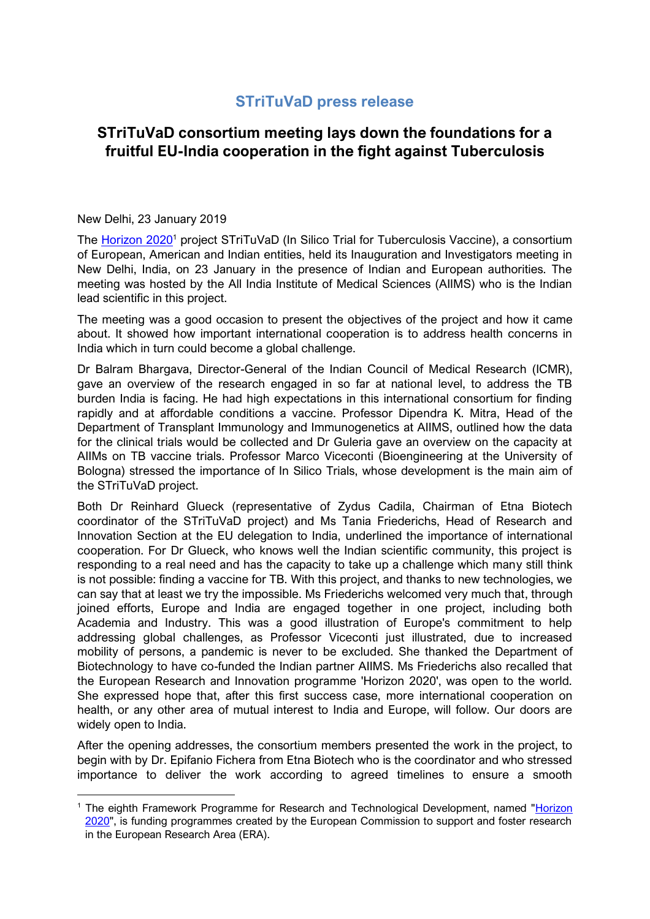# STriTuVaD press release

## STriTuVaD consortium meeting lays down the foundations for a fruitful EU-India cooperation in the fight against Tuberculosis

New Delhi, 23 January 2019

The [Horizon 2020](#)[1] project STriTuVaD (In Silico Trial for Tuberculosis Vaccine), a consortium of European, American and Indian entities, held its Inauguration and Investigators meeting in New Delhi, India, on 23 January in the presence of Indian and European authorities. The meeting was hosted by the All India Institute of Medical Sciences (AIIMS) who is the Indian lead scientific in this project.

The meeting was a good occasion to present the objectives of the project and how it came about. It showed how important international cooperation is to address health concerns in India which in turn could become a global challenge.

Dr Balram Bhargava, Director-General of the Indian Council of Medical Research (ICMR), gave an overview of the research engaged in so far at national level, to address the TB burden India is facing. He had high expectations in this international consortium for finding rapidly and at affordable conditions a vaccine. Professor Dipendra K. Mitra, Head of the Department of Transplant Immunology and Immunogenetics at AIIMS, outlined how the data for the clinical trials would be collected and Dr Guleria gave an overview on the capacity at AIIMs on TB vaccine trials. Professor Marco Viceconti (Bioengineering at the University of Bologna) stressed the importance of In Silico Trials, whose development is the main aim of the STriTuVaD project.

Both Dr Reinhard Glueck (representative of Zydus Cadila, Chairman of Etna Biotech coordinator of the STriTuVaD project) and Ms Tania Friederichs, Head of Research and Innovation Section at the EU delegation to India, underlined the importance of international cooperation. For Dr Glueck, who knows well the Indian scientific community, this project is responding to a real need and has the capacity to take up a challenge which many still think is not possible: finding a vaccine for TB. With this project, and thanks to new technologies, we can say that at least we try the impossible. Ms Friederichs welcomed very much that, through joined efforts, Europe and India are engaged together in one project, including both Academia and Industry. This was a good illustration of Europe's commitment to help addressing global challenges, as Professor Viceconti just illustrated, due to increased mobility of persons, a pandemic is never to be excluded. She thanked the Department of Biotechnology to have co-funded the Indian partner AIIMS. Ms Friederichs also recalled that the European Research and Innovation programme 'Horizon 2020', was open to the world. She expressed hope that, after this first success case, more international cooperation on health, or any other area of mutual interest to India and Europe, will follow. Our doors are widely open to India.

After the opening addresses, the consortium members presented the work in the project, to begin with by Dr. Epifanio Fichera from Etna Biotech who is the coordinator and who stressed importance to deliver the work according to agreed timelines to ensure a smooth

---

[1] The eighth Framework Programme for Research and Technological Development, named "Horizon 2020", is funding programmes created by the European Commission to support and foster research in the European Research Area (ERA).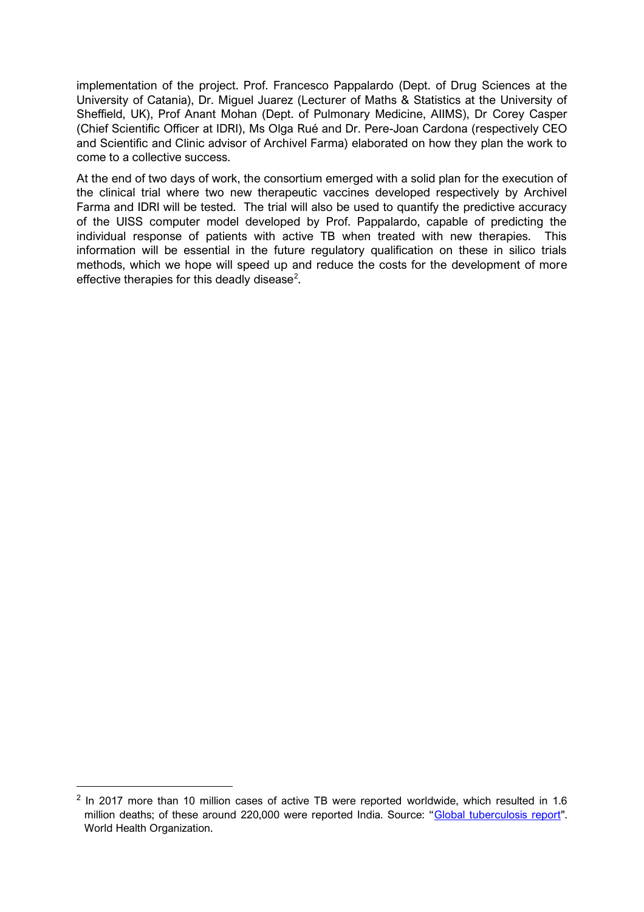implementation of the project. Prof. Francesco Pappalardo (Dept. of Drug Sciences at the University of Catania), Dr. Miguel Juarez (Lecturer of Maths & Statistics at the University of Sheffield, UK), Prof Anant Mohan (Dept. of Pulmonary Medicine, AIIMS), Dr Corey Casper (Chief Scientific Officer at IDRI), Ms Olga Rué and Dr. Pere-Joan Cardona (respectively CEO and Scientific and Clinic advisor of Archivel Farma) elaborated on how they plan the work to come to a collective success.

At the end of two days of work, the consortium emerged with a solid plan for the execution of the clinical trial where two new therapeutic vaccines developed respectively by Archivel Farma and IDRI will be tested. The trial will also be used to quantify the predictive accuracy of the UISS computer model developed by Prof. Pappalardo, capable of predicting the individual response of patients with active TB when treated with new therapies. This information will be essential in the future regulatory qualification on these in silico trials methods, which we hope will speed up and reduce the costs for the development of more effective therapies for this deadly disease[2].

---

[2] In 2017 more than 10 million cases of active TB were reported worldwide, which resulted in 1.6 million deaths; of these around 220,000 were reported India. Source: "Global tuberculosis report". World Health Organization.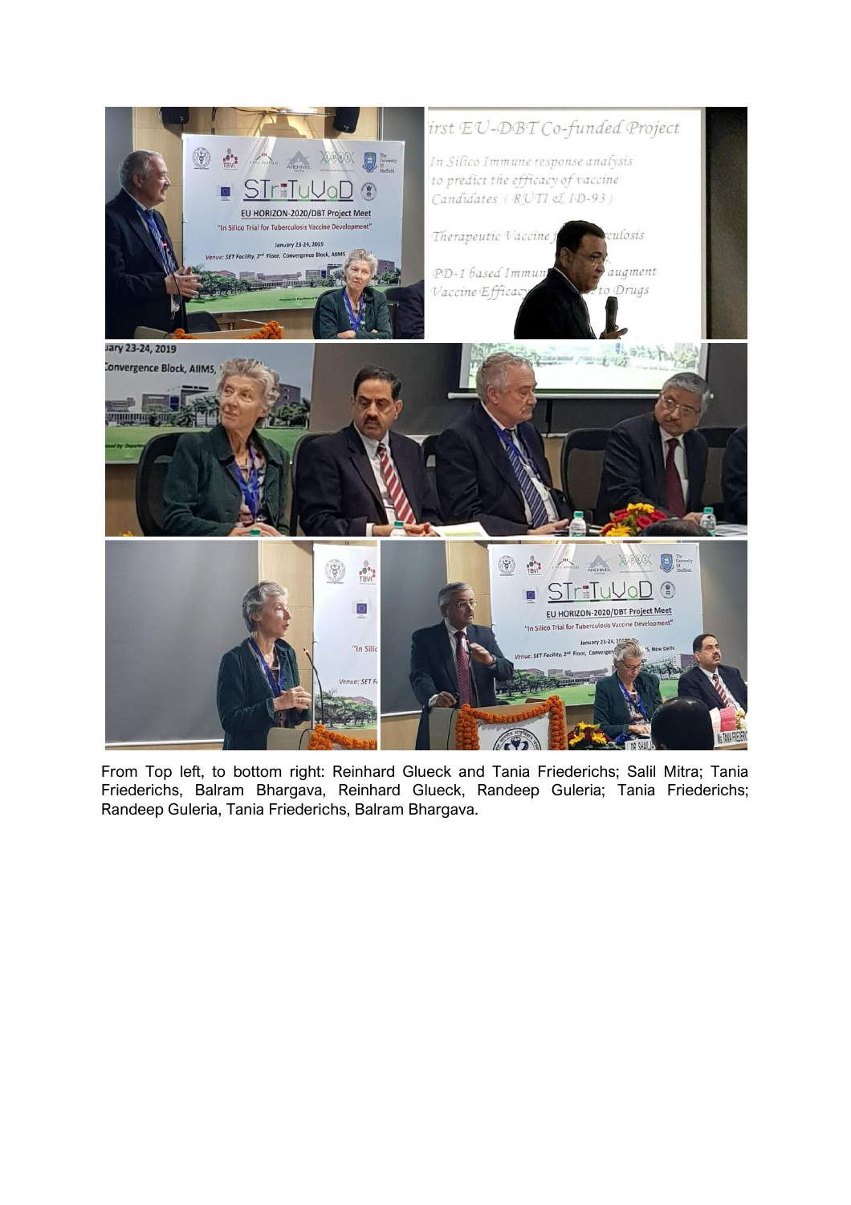From Top left, to bottom right: Reinhard Glueck and Tania Friederichs; Salil Mitra; Tania Friederichs, Balram Bhargava, Reinhard Glueck, Randeep Guleria; Tania Friederichs; Randeep Guleria, Tania Friederichs, Balram Bhargava.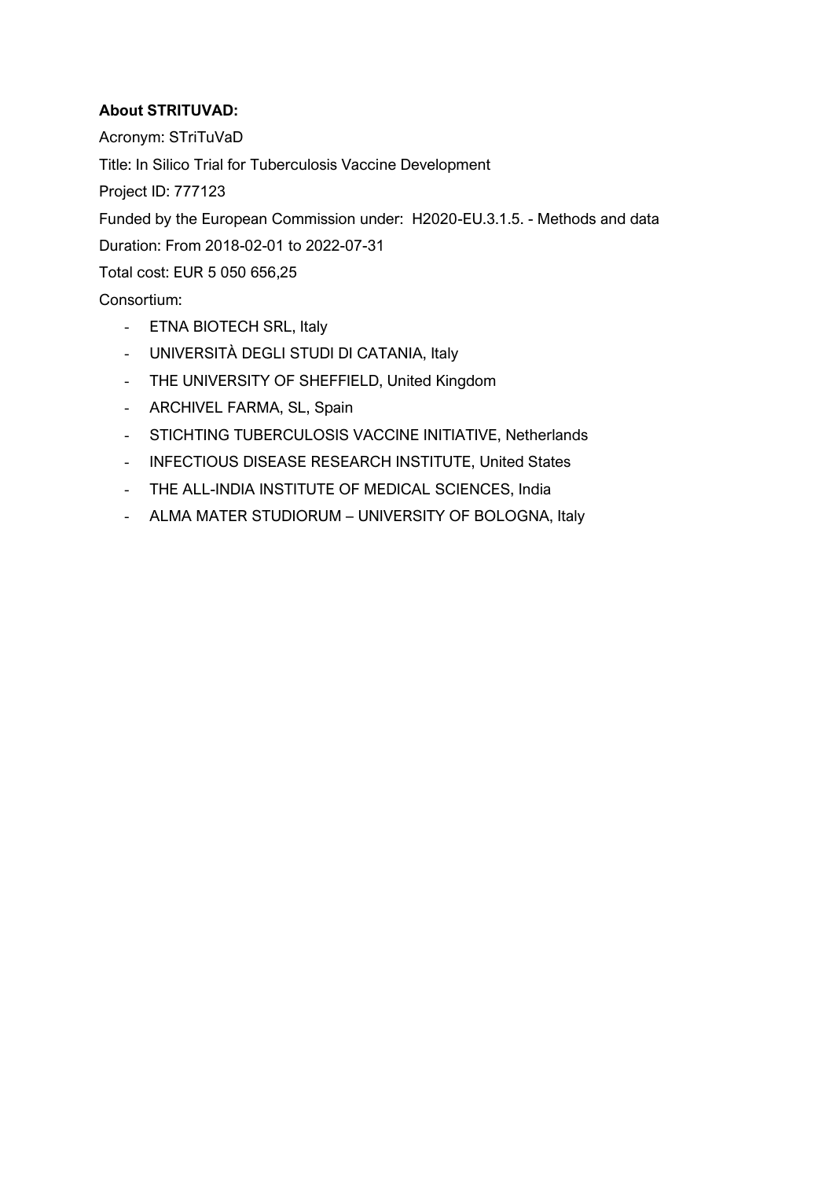**About STRITUVAD:**

Acronym: STriTuVaD

Title: In Silico Trial for Tuberculosis Vaccine Development

Project ID: 777123

Funded by the European Commission under: H2020-EU.3.1.5. - Methods and data

Duration: From 2018-02-01 to 2022-07-31

Total cost: EUR 5 050 656,25

Consortium:

- ETNA BIOTECH SRL, Italy
- UNIVERSITÀ DEGLI STUDI DI CATANIA, Italy
- THE UNIVERSITY OF SHEFFIELD, United Kingdom
- ARCHIVEL FARMA, SL, Spain
- STICHTING TUBERCULOSIS VACCINE INITIATIVE, Netherlands
- INFECTIOUS DISEASE RESEARCH INSTITUTE, United States
- THE ALL-INDIA INSTITUTE OF MEDICAL SCIENCES, India
- ALMA MATER STUDIORUM – UNIVERSITY OF BOLOGNA, Italy